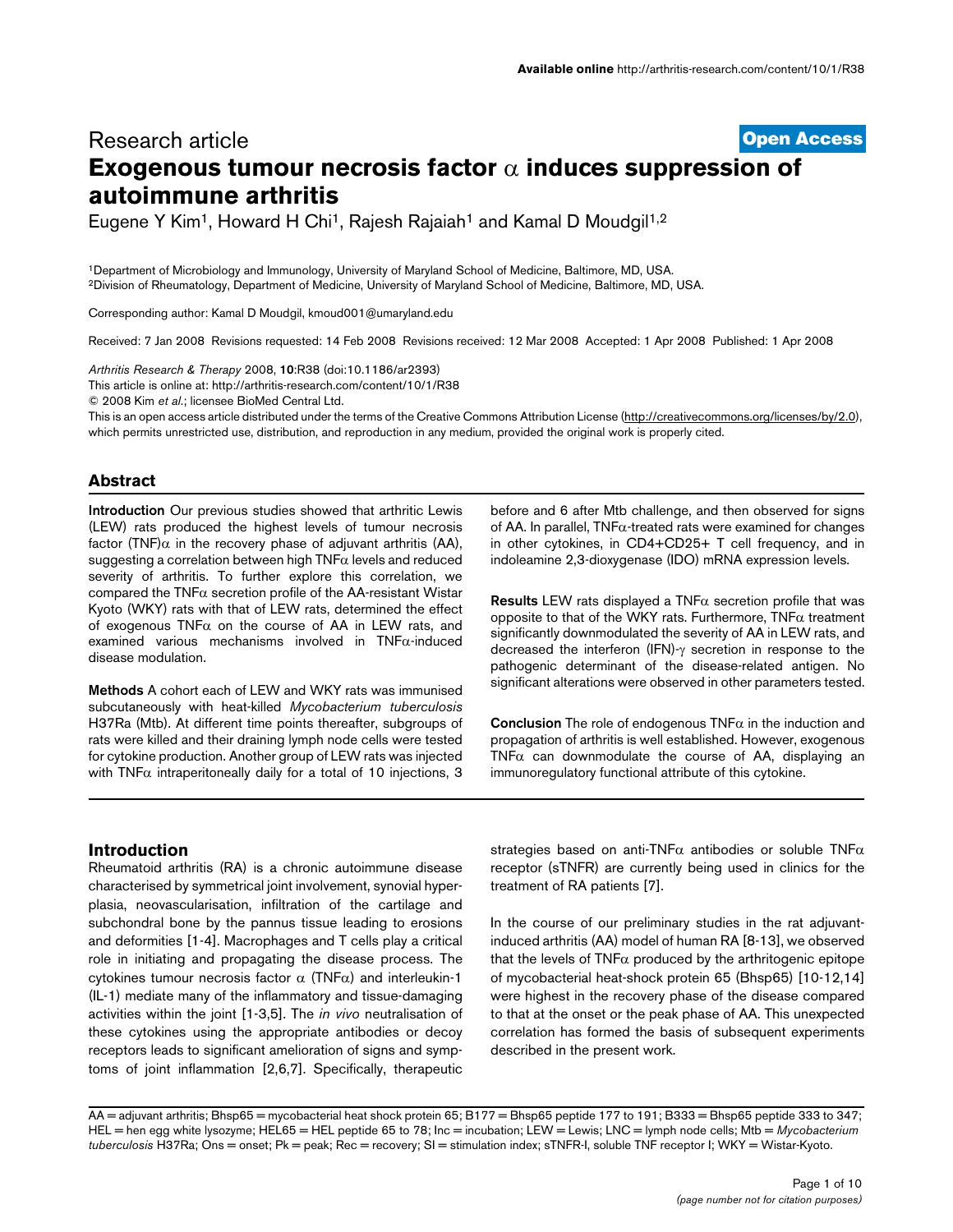Research article

**Open Access**

# Exogenous tumour necrosis factor α induces suppression of autoimmune arthritis

Eugene Y Kim[1], Howard H Chi[1], Rajesh Rajaiah[1] and Kamal D Moudgil[1,2]

[1]Department of Microbiology and Immunology, University of Maryland School of Medicine, Baltimore, MD, USA.
[2]Division of Rheumatology, Department of Medicine, University of Maryland School of Medicine, Baltimore, MD, USA.

Corresponding author: Kamal D Moudgil, kmoud001@umaryland.edu

Received: 7 Jan 2008 Revisions requested: 14 Feb 2008 Revisions received: 12 Mar 2008 Accepted: 1 Apr 2008 Published: 1 Apr 2008

*Arthritis Research & Therapy* 2008, **10**:R38 (doi:10.1186/ar2393)

This article is online at: http://arthritis-research.com/content/10/1/R38

© 2008 Kim *et al.*; licensee BioMed Central Ltd.

This is an open access article distributed under the terms of the Creative Commons Attribution License (http://creativecommons.org/licenses/by/2.0), which permits unrestricted use, distribution, and reproduction in any medium, provided the original work is properly cited.

## Abstract

**Introduction** Our previous studies showed that arthritic Lewis (LEW) rats produced the highest levels of tumour necrosis factor (TNF)α in the recovery phase of adjuvant arthritis (AA), suggesting a correlation between high TNFα levels and reduced severity of arthritis. To further explore this correlation, we compared the TNFα secretion profile of the AA-resistant Wistar Kyoto (WKY) rats with that of LEW rats, determined the effect of exogenous TNFα on the course of AA in LEW rats, and examined various mechanisms involved in TNFα-induced disease modulation.

**Methods** A cohort each of LEW and WKY rats was immunised subcutaneously with heat-killed *Mycobacterium tuberculosis* H37Ra (Mtb). At different time points thereafter, subgroups of rats were killed and their draining lymph node cells were tested for cytokine production. Another group of LEW rats was injected with TNFα intraperitoneally daily for a total of 10 injections, 3 before and 6 after Mtb challenge, and then observed for signs of AA. In parallel, TNFα-treated rats were examined for changes in other cytokines, in CD4+CD25+ T cell frequency, and in indoleamine 2,3-dioxygenase (IDO) mRNA expression levels.

**Results** LEW rats displayed a TNFα secretion profile that was opposite to that of the WKY rats. Furthermore, TNFα treatment significantly downmodulated the severity of AA in LEW rats, and decreased the interferon (IFN)-γ secretion in response to the pathogenic determinant of the disease-related antigen. No significant alterations were observed in other parameters tested.

**Conclusion** The role of endogenous TNFα in the induction and propagation of arthritis is well established. However, exogenous TNFα can downmodulate the course of AA, displaying an immunoregulatory functional attribute of this cytokine.

## Introduction

Rheumatoid arthritis (RA) is a chronic autoimmune disease characterised by symmetrical joint involvement, synovial hyperplasia, neovascularisation, infiltration of the cartilage and subchondral bone by the pannus tissue leading to erosions and deformities [1-4]. Macrophages and T cells play a critical role in initiating and propagating the disease process. The cytokines tumour necrosis factor α (TNFα) and interleukin-1 (IL-1) mediate many of the inflammatory and tissue-damaging activities within the joint [1-3,5]. The *in vivo* neutralisation of these cytokines using the appropriate antibodies or decoy receptors leads to significant amelioration of signs and symptoms of joint inflammation [2,6,7]. Specifically, therapeutic strategies based on anti-TNFα antibodies or soluble TNFα receptor (sTNFR) are currently being used in clinics for the treatment of RA patients [7].

In the course of our preliminary studies in the rat adjuvant-induced arthritis (AA) model of human RA [8-13], we observed that the levels of TNFα produced by the arthritogenic epitope of mycobacterial heat-shock protein 65 (Bhsp65) [10-12,14] were highest in the recovery phase of the disease compared to that at the onset or the peak phase of AA. This unexpected correlation has formed the basis of subsequent experiments described in the present work.

AA = adjuvant arthritis; Bhsp65 = mycobacterial heat shock protein 65; B177 = Bhsp65 peptide 177 to 191; B333 = Bhsp65 peptide 333 to 347; HEL = hen egg white lysozyme; HEL65 = HEL peptide 65 to 78; Inc = incubation; LEW = Lewis; LNC = lymph node cells; Mtb = *Mycobacterium tuberculosis* H37Ra; Ons = onset; Pk = peak; Rec = recovery; SI = stimulation index; sTNFR-I, soluble TNF receptor I; WKY = Wistar-Kyoto.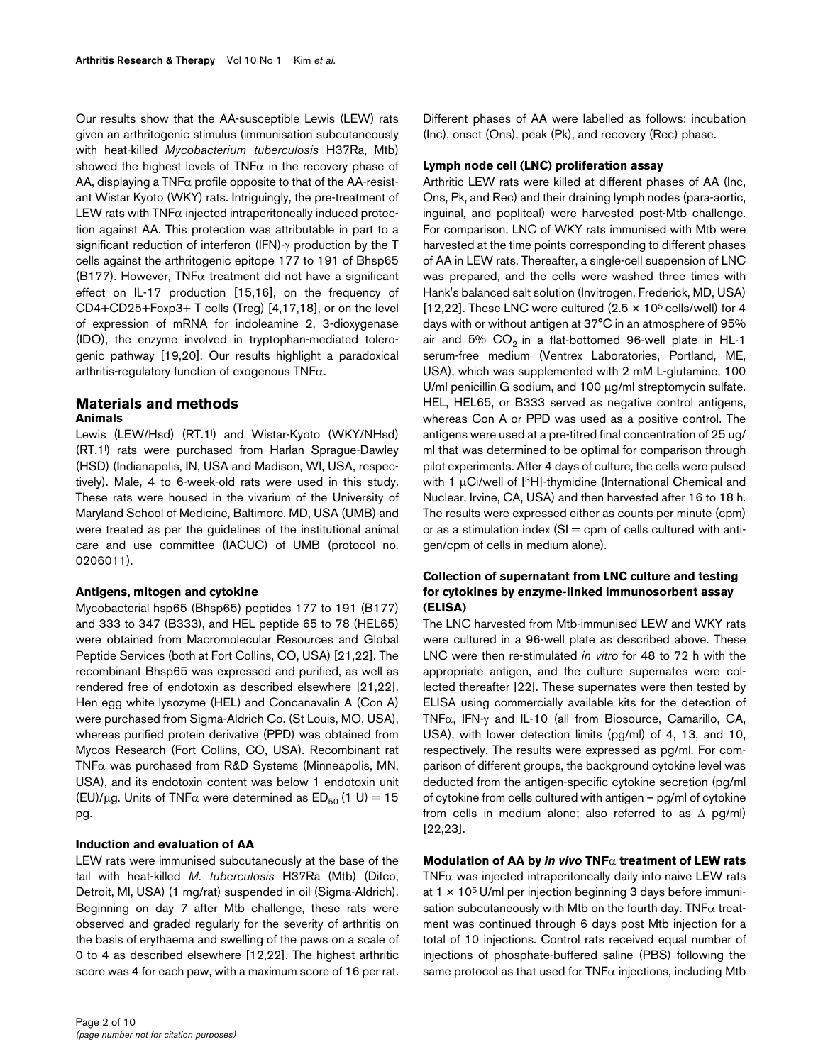Our results show that the AA-susceptible Lewis (LEW) rats given an arthritogenic stimulus (immunisation subcutaneously with heat-killed *Mycobacterium tuberculosis* H37Ra, Mtb) showed the highest levels of TNFα in the recovery phase of AA, displaying a TNFα profile opposite to that of the AA-resistant Wistar Kyoto (WKY) rats. Intriguingly, the pre-treatment of LEW rats with TNFα injected intraperitoneally induced protection against AA. This protection was attributable in part to a significant reduction of interferon (IFN)-γ production by the T cells against the arthritogenic epitope 177 to 191 of Bhsp65 (B177). However, TNFα treatment did not have a significant effect on IL-17 production [15,16], on the frequency of CD4+CD25+Foxp3+ T cells (Treg) [4,17,18], or on the level of expression of mRNA for indoleamine 2, 3-dioxygenase (IDO), the enzyme involved in tryptophan-mediated tolerogenic pathway [19,20]. Our results highlight a paradoxical arthritis-regulatory function of exogenous TNFα.

## Materials and methods

### Animals

Lewis (LEW/Hsd) (RT.1[l]) and Wistar-Kyoto (WKY/NHsd) (RT.1[l]) rats were purchased from Harlan Sprague-Dawley (HSD) (Indianapolis, IN, USA and Madison, WI, USA, respectively). Male, 4 to 6-week-old rats were used in this study. These rats were housed in the vivarium of the University of Maryland School of Medicine, Baltimore, MD, USA (UMB) and were treated as per the guidelines of the institutional animal care and use committee (IACUC) of UMB (protocol no. 0206011).

### Antigens, mitogen and cytokine

Mycobacterial hsp65 (Bhsp65) peptides 177 to 191 (B177) and 333 to 347 (B333), and HEL peptide 65 to 78 (HEL65) were obtained from Macromolecular Resources and Global Peptide Services (both at Fort Collins, CO, USA) [21,22]. The recombinant Bhsp65 was expressed and purified, as well as rendered free of endotoxin as described elsewhere [21,22]. Hen egg white lysozyme (HEL) and Concanavalin A (Con A) were purchased from Sigma-Aldrich Co. (St Louis, MO, USA), whereas purified protein derivative (PPD) was obtained from Mycos Research (Fort Collins, CO, USA). Recombinant rat TNFα was purchased from R&D Systems (Minneapolis, MN, USA), and its endotoxin content was below 1 endotoxin unit (EU)/μg. Units of TNFα were determined as $ED_{50}$ (1 U) = 15 pg.

### Induction and evaluation of AA

LEW rats were immunised subcutaneously at the base of the tail with heat-killed *M. tuberculosis* H37Ra (Mtb) (Difco, Detroit, MI, USA) (1 mg/rat) suspended in oil (Sigma-Aldrich). Beginning on day 7 after Mtb challenge, these rats were observed and graded regularly for the severity of arthritis on the basis of erythaema and swelling of the paws on a scale of 0 to 4 as described elsewhere [12,22]. The highest arthritic score was 4 for each paw, with a maximum score of 16 per rat. Different phases of AA were labelled as follows: incubation (Inc), onset (Ons), peak (Pk), and recovery (Rec) phase.

### Lymph node cell (LNC) proliferation assay

Arthritic LEW rats were killed at different phases of AA (Inc, Ons, Pk, and Rec) and their draining lymph nodes (para-aortic, inguinal, and popliteal) were harvested post-Mtb challenge. For comparison, LNC of WKY rats immunised with Mtb were harvested at the time points corresponding to different phases of AA in LEW rats. Thereafter, a single-cell suspension of LNC was prepared, and the cells were washed three times with Hank's balanced salt solution (Invitrogen, Frederick, MD, USA) [12,22]. These LNC were cultured ($2.5 \times 10^5$ cells/well) for 4 days with or without antigen at 37°C in an atmosphere of 95% air and 5% $CO_2$ in a flat-bottomed 96-well plate in HL-1 serum-free medium (Ventrex Laboratories, Portland, ME, USA), which was supplemented with 2 mM L-glutamine, 100 U/ml penicillin G sodium, and 100 μg/ml streptomycin sulfate. HEL, HEL65, or B333 served as negative control antigens, whereas Con A or PPD was used as a positive control. The antigens were used at a pre-titred final concentration of 25 ug/ml that was determined to be optimal for comparison through pilot experiments. After 4 days of culture, the cells were pulsed with 1 μCi/well of [$^3$H]-thymidine (International Chemical and Nuclear, Irvine, CA, USA) and then harvested after 16 to 18 h. The results were expressed either as counts per minute (cpm) or as a stimulation index (SI = cpm of cells cultured with antigen/cpm of cells in medium alone).

### Collection of supernatant from LNC culture and testing for cytokines by enzyme-linked immunosorbent assay (ELISA)

The LNC harvested from Mtb-immunised LEW and WKY rats were cultured in a 96-well plate as described above. These LNC were then re-stimulated *in vitro* for 48 to 72 h with the appropriate antigen, and the culture supernates were collected thereafter [22]. These supernates were then tested by ELISA using commercially available kits for the detection of TNFα, IFN-γ and IL-10 (all from Biosource, Camarillo, CA, USA), with lower detection limits (pg/ml) of 4, 13, and 10, respectively. The results were expressed as pg/ml. For comparison of different groups, the background cytokine level was deducted from the antigen-specific cytokine secretion (pg/ml of cytokine from cells cultured with antigen – pg/ml of cytokine from cells in medium alone; also referred to as Δ pg/ml) [22,23].

### Modulation of AA by *in vivo* TNFα treatment of LEW rats

TNFα was injected intraperitoneally daily into naive LEW rats at $1 \times 10^5$ U/ml per injection beginning 3 days before immunisation subcutaneously with Mtb on the fourth day. TNFα treatment was continued through 6 days post Mtb injection for a total of 10 injections. Control rats received equal number of injections of phosphate-buffered saline (PBS) following the same protocol as that used for TNFα injections, including Mtb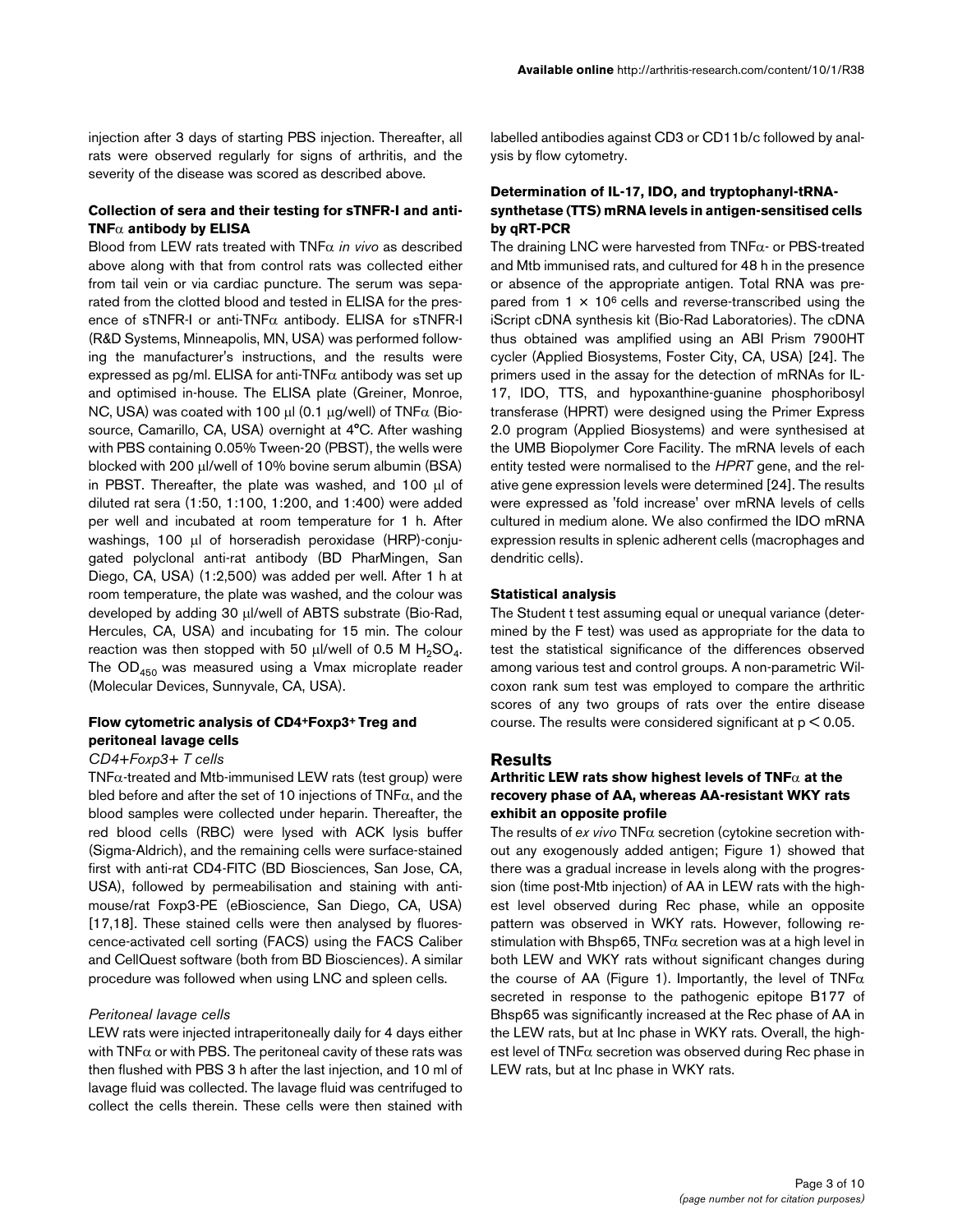injection after 3 days of starting PBS injection. Thereafter, all rats were observed regularly for signs of arthritis, and the severity of the disease was scored as described above.

### Collection of sera and their testing for sTNFR-I and anti-TNFα antibody by ELISA

Blood from LEW rats treated with TNFα *in vivo* as described above along with that from control rats was collected either from tail vein or via cardiac puncture. The serum was separated from the clotted blood and tested in ELISA for the presence of sTNFR-I or anti-TNFα antibody. ELISA for sTNFR-I (R&D Systems, Minneapolis, MN, USA) was performed following the manufacturer's instructions, and the results were expressed as pg/ml. ELISA for anti-TNFα antibody was set up and optimised in-house. The ELISA plate (Greiner, Monroe, NC, USA) was coated with 100 μl (0.1 μg/well) of TNFα (Biosource, Camarillo, CA, USA) overnight at 4°C. After washing with PBS containing 0.05% Tween-20 (PBST), the wells were blocked with 200 μl/well of 10% bovine serum albumin (BSA) in PBST. Thereafter, the plate was washed, and 100 μl of diluted rat sera (1:50, 1:100, 1:200, and 1:400) were added per well and incubated at room temperature for 1 h. After washings, 100 μl of horseradish peroxidase (HRP)-conjugated polyclonal anti-rat antibody (BD PharMingen, San Diego, CA, USA) (1:2,500) was added per well. After 1 h at room temperature, the plate was washed, and the colour was developed by adding 30 μl/well of ABTS substrate (Bio-Rad, Hercules, CA, USA) and incubating for 15 min. The colour reaction was then stopped with 50 μl/well of 0.5 M $H_2SO_4$. The $OD_{450}$ was measured using a Vmax microplate reader (Molecular Devices, Sunnyvale, CA, USA).

### Flow cytometric analysis of CD4+Foxp3+ Treg and peritoneal lavage cells

*CD4+Foxp3+ T cells*

TNFα-treated and Mtb-immunised LEW rats (test group) were bled before and after the set of 10 injections of TNFα, and the blood samples were collected under heparin. Thereafter, the red blood cells (RBC) were lysed with ACK lysis buffer (Sigma-Aldrich), and the remaining cells were surface-stained first with anti-rat CD4-FITC (BD Biosciences, San Jose, CA, USA), followed by permeabilisation and staining with anti-mouse/rat Foxp3-PE (eBioscience, San Diego, CA, USA) [17,18]. These stained cells were then analysed by fluorescence-activated cell sorting (FACS) using the FACS Caliber and CellQuest software (both from BD Biosciences). A similar procedure was followed when using LNC and spleen cells.

*Peritoneal lavage cells*

LEW rats were injected intraperitoneally daily for 4 days either with TNFα or with PBS. The peritoneal cavity of these rats was then flushed with PBS 3 h after the last injection, and 10 ml of lavage fluid was collected. The lavage fluid was centrifuged to collect the cells therein. These cells were then stained with labelled antibodies against CD3 or CD11b/c followed by analysis by flow cytometry.

### Determination of IL-17, IDO, and tryptophanyl-tRNA-synthetase (TTS) mRNA levels in antigen-sensitised cells by qRT-PCR

The draining LNC were harvested from TNFα- or PBS-treated and Mtb immunised rats, and cultured for 48 h in the presence or absence of the appropriate antigen. Total RNA was prepared from $1 \times 10^6$ cells and reverse-transcribed using the iScript cDNA synthesis kit (Bio-Rad Laboratories). The cDNA thus obtained was amplified using an ABI Prism 7900HT cycler (Applied Biosystems, Foster City, CA, USA) [24]. The primers used in the assay for the detection of mRNAs for IL-17, IDO, TTS, and hypoxanthine-guanine phosphoribosyl transferase (HPRT) were designed using the Primer Express 2.0 program (Applied Biosystems) and were synthesised at the UMB Biopolymer Core Facility. The mRNA levels of each entity tested were normalised to the *HPRT* gene, and the relative gene expression levels were determined [24]. The results were expressed as 'fold increase' over mRNA levels of cells cultured in medium alone. We also confirmed the IDO mRNA expression results in splenic adherent cells (macrophages and dendritic cells).

### Statistical analysis

The Student t test assuming equal or unequal variance (determined by the F test) was used as appropriate for the data to test the statistical significance of the differences observed among various test and control groups. A non-parametric Wilcoxon rank sum test was employed to compare the arthritic scores of any two groups of rats over the entire disease course. The results were considered significant at $p < 0.05$.

## Results

### Arthritic LEW rats show highest levels of TNFα at the recovery phase of AA, whereas AA-resistant WKY rats exhibit an opposite profile

The results of *ex vivo* TNFα secretion (cytokine secretion without any exogenously added antigen; Figure 1) showed that there was a gradual increase in levels along with the progression (time post-Mtb injection) of AA in LEW rats with the highest level observed during Rec phase, while an opposite pattern was observed in WKY rats. However, following restimulation with Bhsp65, TNFα secretion was at a high level in both LEW and WKY rats without significant changes during the course of AA (Figure 1). Importantly, the level of TNFα secreted in response to the pathogenic epitope B177 of Bhsp65 was significantly increased at the Rec phase of AA in the LEW rats, but at Inc phase in WKY rats. Overall, the highest level of TNFα secretion was observed during Rec phase in LEW rats, but at Inc phase in WKY rats.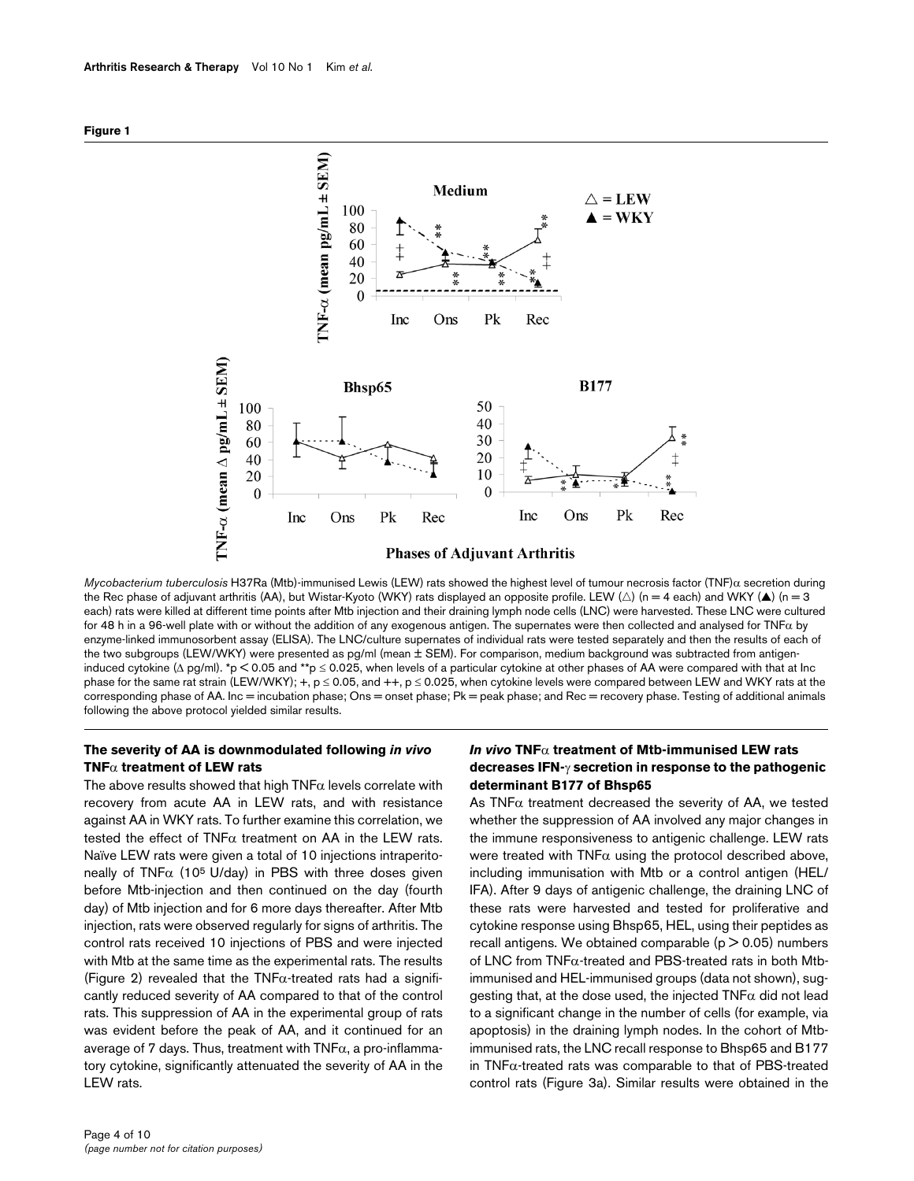**Figure 1**

*Mycobacterium tuberculosis* H37Ra (Mtb)-immunised Lewis (LEW) rats showed the highest level of tumour necrosis factor (TNF)α secretion during the Rec phase of adjuvant arthritis (AA), but Wistar-Kyoto (WKY) rats displayed an opposite profile. LEW (△) (n = 4 each) and WKY (▲) (n = 3 each) rats were killed at different time points after Mtb injection and their draining lymph node cells (LNC) were harvested. These LNC were cultured for 48 h in a 96-well plate with or without the addition of any exogenous antigen. The supernates were then collected and analysed for TNFα by enzyme-linked immunosorbent assay (ELISA). The LNC/culture supernates of individual rats were tested separately and then the results of each of the two subgroups (LEW/WKY) were presented as pg/ml (mean ± SEM). For comparison, medium background was subtracted from antigen-induced cytokine (Δ pg/ml). *p < 0.05 and **p ≤ 0.025, when levels of a particular cytokine at other phases of AA were compared with that at Inc phase for the same rat strain (LEW/WKY); +, p ≤ 0.05, and ++, p ≤ 0.025, when cytokine levels were compared between LEW and WKY rats at the corresponding phase of AA. Inc = incubation phase; Ons = onset phase; Pk = peak phase; and Rec = recovery phase. Testing of additional animals following the above protocol yielded similar results.

### The severity of AA is downmodulated following *in vivo* TNFα treatment of LEW rats

The above results showed that high TNFα levels correlate with recovery from acute AA in LEW rats, and with resistance against AA in WKY rats. To further examine this correlation, we tested the effect of TNFα treatment on AA in the LEW rats. Naïve LEW rats were given a total of 10 injections intraperitoneally of TNFα ($10^5$ U/day) in PBS with three doses given before Mtb-injection and then continued on the day (fourth day) of Mtb injection and for 6 more days thereafter. After Mtb injection, rats were observed regularly for signs of arthritis. The control rats received 10 injections of PBS and were injected with Mtb at the same time as the experimental rats. The results (Figure 2) revealed that the TNFα-treated rats had a significantly reduced severity of AA compared to that of the control rats. This suppression of AA in the experimental group of rats was evident before the peak of AA, and it continued for an average of 7 days. Thus, treatment with TNFα, a pro-inflammatory cytokine, significantly attenuated the severity of AA in the LEW rats.

### *In vivo* TNFα treatment of Mtb-immunised LEW rats decreases IFN-γ secretion in response to the pathogenic determinant B177 of Bhsp65

As TNFα treatment decreased the severity of AA, we tested whether the suppression of AA involved any major changes in the immune responsiveness to antigenic challenge. LEW rats were treated with TNFα using the protocol described above, including immunisation with Mtb or a control antigen (HEL/IFA). After 9 days of antigenic challenge, the draining LNC of these rats were harvested and tested for proliferative and cytokine response using Bhsp65, HEL, using their peptides as recall antigens. We obtained comparable ($p > 0.05$) numbers of LNC from TNFα-treated and PBS-treated rats in both Mtb-immunised and HEL-immunised groups (data not shown), suggesting that, at the dose used, the injected TNFα did not lead to a significant change in the number of cells (for example, via apoptosis) in the draining lymph nodes. In the cohort of Mtb-immunised rats, the LNC recall response to Bhsp65 and B177 in TNFα-treated rats was comparable to that of PBS-treated control rats (Figure 3a). Similar results were obtained in the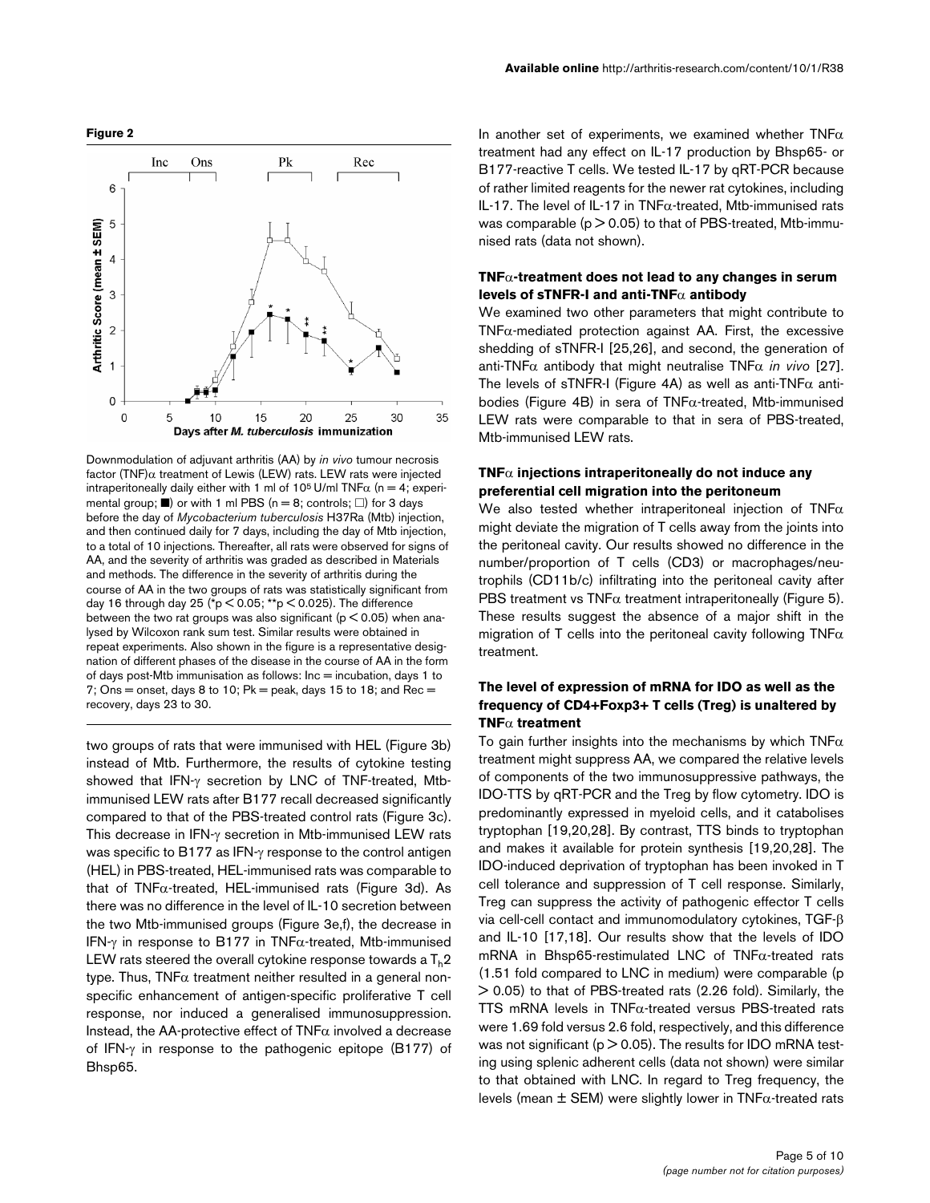**Figure 2**

Downmodulation of adjuvant arthritis (AA) by *in vivo* tumour necrosis factor (TNF)α treatment of Lewis (LEW) rats. LEW rats were injected intraperitoneally daily either with 1 ml of $10^5$ U/ml TNFα (n = 4; experimental group; ■) or with 1 ml PBS (n = 8; controls; □) for 3 days before the day of *Mycobacterium tuberculosis* H37Ra (Mtb) injection, and then continued daily for 7 days, including the day of Mtb injection, to a total of 10 injections. Thereafter, all rats were observed for signs of AA, and the severity of arthritis was graded as described in Materials and methods. The difference in the severity of arthritis during the course of AA in the two groups of rats was statistically significant from day 16 through day 25 (\*$p < 0.05$; \*\*$p < 0.025$). The difference between the two rat groups was also significant ($p < 0.05$) when analysed by Wilcoxon rank sum test. Similar results were obtained in repeat experiments. Also shown in the figure is a representative designation of different phases of the disease in the course of AA in the form of days post-Mtb immunisation as follows: Inc = incubation, days 1 to 7; Ons = onset, days 8 to 10; Pk = peak, days 15 to 18; and Rec = recovery, days 23 to 30.

two groups of rats that were immunised with HEL (Figure 3b) instead of Mtb. Furthermore, the results of cytokine testing showed that IFN-γ secretion by LNC of TNF-treated, Mtb-immunised LEW rats after B177 recall decreased significantly compared to that of the PBS-treated control rats (Figure 3c). This decrease in IFN-γ secretion in Mtb-immunised LEW rats was specific to B177 as IFN-γ response to the control antigen (HEL) in PBS-treated, HEL-immunised rats was comparable to that of TNFα-treated, HEL-immunised rats (Figure 3d). As there was no difference in the level of IL-10 secretion between the two Mtb-immunised groups (Figure 3e,f), the decrease in IFN-γ in response to B177 in TNFα-treated, Mtb-immunised LEW rats steered the overall cytokine response towards a $T_h2$ type. Thus, TNFα treatment neither resulted in a general non-specific enhancement of antigen-specific proliferative T cell response, nor induced a generalised immunosuppression. Instead, the AA-protective effect of TNFα involved a decrease of IFN-γ in response to the pathogenic epitope (B177) of Bhsp65.

In another set of experiments, we examined whether TNFα treatment had any effect on IL-17 production by Bhsp65- or B177-reactive T cells. We tested IL-17 by qRT-PCR because of rather limited reagents for the newer rat cytokines, including IL-17. The level of IL-17 in TNFα-treated, Mtb-immunised rats was comparable ($p > 0.05$) to that of PBS-treated, Mtb-immunised rats (data not shown).

### TNFα-treatment does not lead to any changes in serum levels of sTNFR-I and anti-TNFα antibody

We examined two other parameters that might contribute to TNFα-mediated protection against AA. First, the excessive shedding of sTNFR-I [25,26], and second, the generation of anti-TNFα antibody that might neutralise TNFα *in vivo* [27]. The levels of sTNFR-I (Figure 4A) as well as anti-TNFα antibodies (Figure 4B) in sera of TNFα-treated, Mtb-immunised LEW rats were comparable to that in sera of PBS-treated, Mtb-immunised LEW rats.

### TNFα injections intraperitoneally do not induce any preferential cell migration into the peritoneum

We also tested whether intraperitoneal injection of TNFα might deviate the migration of T cells away from the joints into the peritoneal cavity. Our results showed no difference in the number/proportion of T cells (CD3) or macrophages/neutrophils (CD11b/c) infiltrating into the peritoneal cavity after PBS treatment vs TNFα treatment intraperitoneally (Figure 5). These results suggest the absence of a major shift in the migration of T cells into the peritoneal cavity following TNFα treatment.

### The level of expression of mRNA for IDO as well as the frequency of CD4+Foxp3+ T cells (Treg) is unaltered by TNFα treatment

To gain further insights into the mechanisms by which TNFα treatment might suppress AA, we compared the relative levels of components of the two immunosuppressive pathways, the IDO-TTS by qRT-PCR and the Treg by flow cytometry. IDO is predominantly expressed in myeloid cells, and it catabolises tryptophan [19,20,28]. By contrast, TTS binds to tryptophan and makes it available for protein synthesis [19,20,28]. The IDO-induced deprivation of tryptophan has been invoked in T cell tolerance and suppression of T cell response. Similarly, Treg can suppress the activity of pathogenic effector T cells via cell-cell contact and immunomodulatory cytokines, TGF-β and IL-10 [17,18]. Our results show that the levels of IDO mRNA in Bhsp65-restimulated LNC of TNFα-treated rats (1.51 fold compared to LNC in medium) were comparable ($p > 0.05$) to that of PBS-treated rats (2.26 fold). Similarly, the TTS mRNA levels in TNFα-treated versus PBS-treated rats were 1.69 fold versus 2.6 fold, respectively, and this difference was not significant ($p > 0.05$). The results for IDO mRNA testing using splenic adherent cells (data not shown) were similar to that obtained with LNC. In regard to Treg frequency, the levels (mean ± SEM) were slightly lower in TNFα-treated rats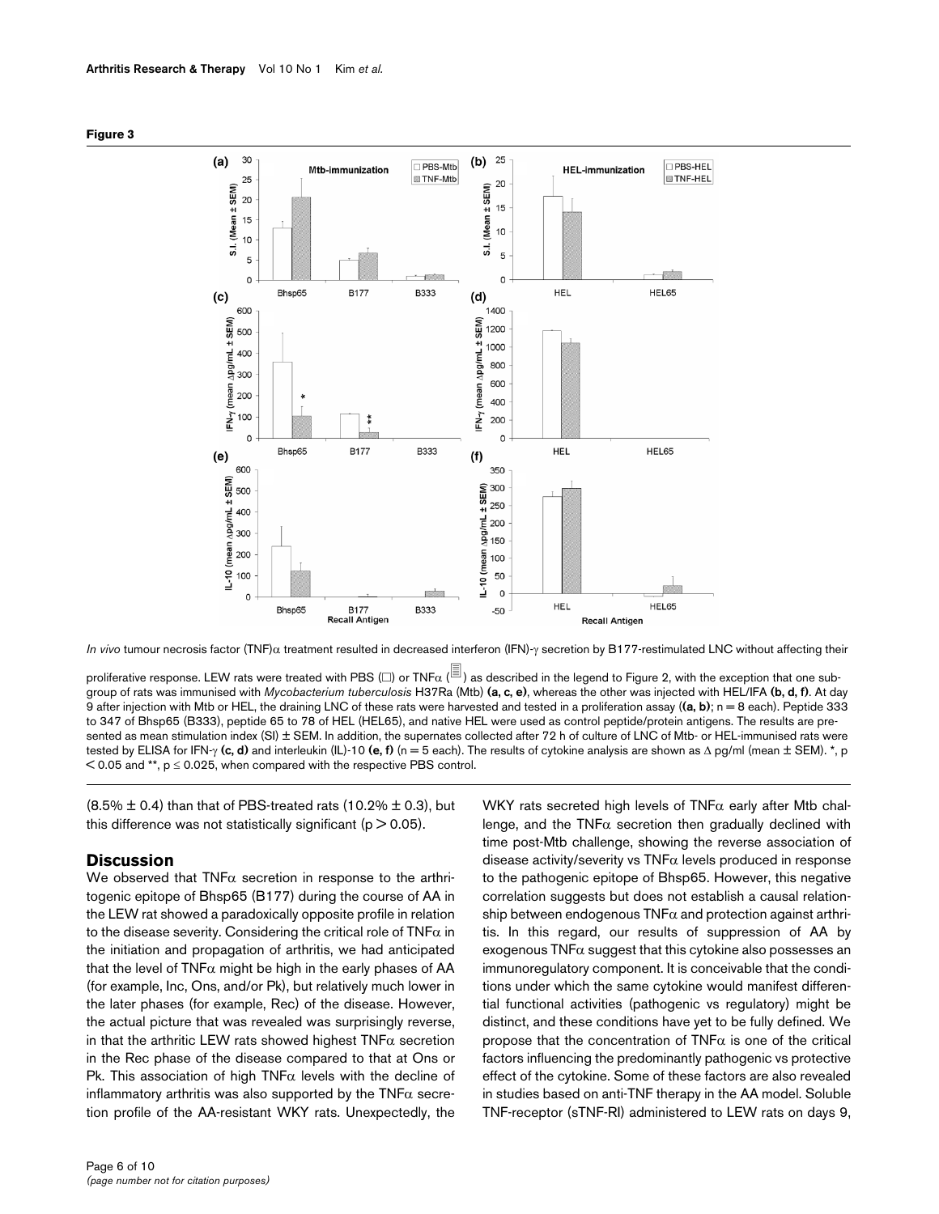**Figure 3**

*In vivo* tumour necrosis factor (TNF)α treatment resulted in decreased interferon (IFN)-γ secretion by B177-restimulated LNC without affecting their proliferative response. LEW rats were treated with PBS (□) or TNFα (▤) as described in the legend to Figure 2, with the exception that one subgroup of rats was immunised with *Mycobacterium tuberculosis* H37Ra (Mtb) **(a, c, e)**, whereas the other was injected with HEL/IFA **(b, d, f)**. At day 9 after injection with Mtb or HEL, the draining LNC of these rats were harvested and tested in a proliferation assay (**(a, b)**; n = 8 each). Peptide 333 to 347 of Bhsp65 (B333), peptide 65 to 78 of HEL (HEL65), and native HEL were used as control peptide/protein antigens. The results are presented as mean stimulation index (SI) ± SEM. In addition, the supernates collected after 72 h of culture of LNC of Mtb- or HEL-immunised rats were tested by ELISA for IFN-γ **(c, d)** and interleukin (IL)-10 **(e, f)** (n = 5 each). The results of cytokine analysis are shown as Δ pg/ml (mean ± SEM). *, $p < 0.05$ and **, $p \leq 0.025$, when compared with the respective PBS control.

(8.5% ± 0.4) than that of PBS-treated rats (10.2% ± 0.3), but this difference was not statistically significant ($p > 0.05$).

## Discussion

We observed that TNFα secretion in response to the arthritogenic epitope of Bhsp65 (B177) during the course of AA in the LEW rat showed a paradoxically opposite profile in relation to the disease severity. Considering the critical role of TNFα in the initiation and propagation of arthritis, we had anticipated that the level of TNFα might be high in the early phases of AA (for example, Inc, Ons, and/or Pk), but relatively much lower in the later phases (for example, Rec) of the disease. However, the actual picture that was revealed was surprisingly reverse, in that the arthritic LEW rats showed highest TNFα secretion in the Rec phase of the disease compared to that at Ons or Pk. This association of high TNFα levels with the decline of inflammatory arthritis was also supported by the TNFα secretion profile of the AA-resistant WKY rats. Unexpectedly, the WKY rats secreted high levels of TNFα early after Mtb challenge, and the TNFα secretion then gradually declined with time post-Mtb challenge, showing the reverse association of disease activity/severity vs TNFα levels produced in response to the pathogenic epitope of Bhsp65. However, this negative correlation suggests but does not establish a causal relationship between endogenous TNFα and protection against arthritis. In this regard, our results of suppression of AA by exogenous TNFα suggest that this cytokine also possesses an immunoregulatory component. It is conceivable that the conditions under which the same cytokine would manifest differential functional activities (pathogenic vs regulatory) might be distinct, and these conditions have yet to be fully defined. We propose that the concentration of TNFα is one of the critical factors influencing the predominantly pathogenic vs protective effect of the cytokine. Some of these factors are also revealed in studies based on anti-TNF therapy in the AA model. Soluble TNF-receptor (sTNF-RI) administered to LEW rats on days 9,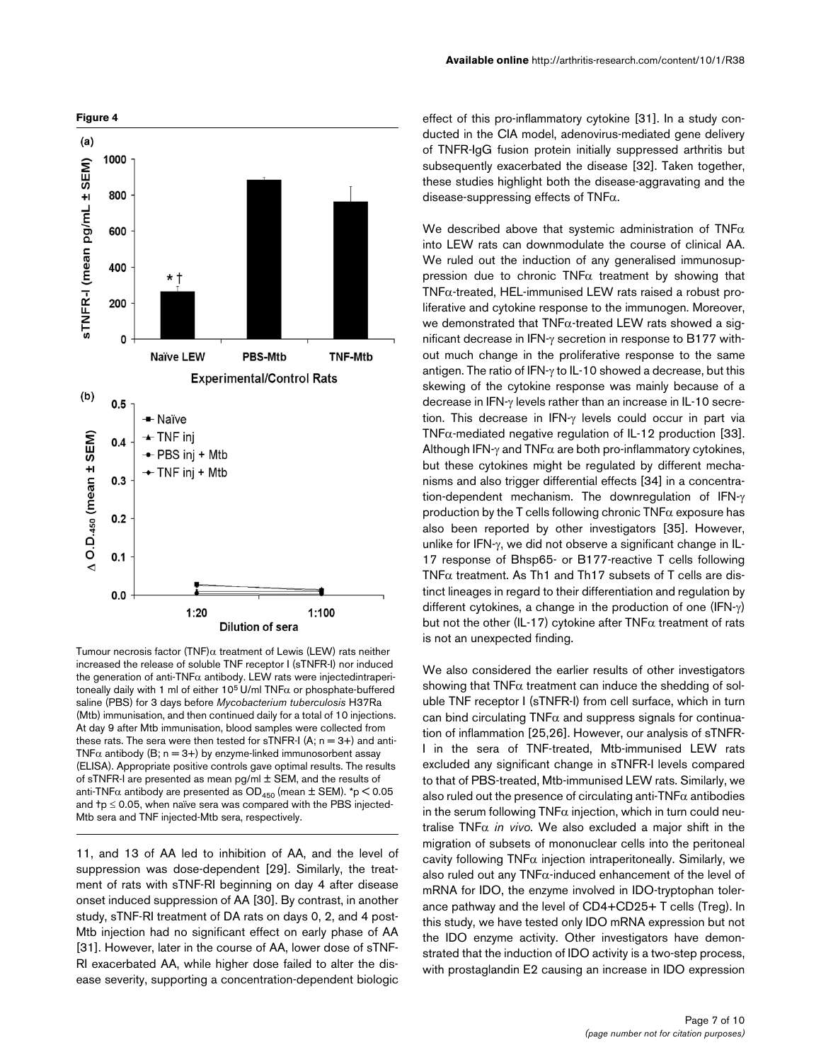**Figure 4**

Tumour necrosis factor (TNF)α treatment of Lewis (LEW) rats neither increased the release of soluble TNF receptor I (sTNFR-I) nor induced the generation of anti-TNFα antibody. LEW rats were injectedintraperitoneally daily with 1 ml of either $10^5$ U/ml TNFα or phosphate-buffered saline (PBS) for 3 days before *Mycobacterium tuberculosis* H37Ra (Mtb) immunisation, and then continued daily for a total of 10 injections. At day 9 after Mtb immunisation, blood samples were collected from these rats. The sera were then tested for sTNFR-I (A; n = 3+) and anti-TNFα antibody (B; n = 3+) by enzyme-linked immunosorbent assay (ELISA). Appropriate positive controls gave optimal results. The results of sTNFR-I are presented as mean pg/ml ± SEM, and the results of anti-TNFα antibody are presented as $OD_{450}$ (mean ± SEM). \*$p < 0.05$ and †$p \leq 0.05$, when naïve sera was compared with the PBS injected-Mtb sera and TNF injected-Mtb sera, respectively.

11, and 13 of AA led to inhibition of AA, and the level of suppression was dose-dependent [29]. Similarly, the treatment of rats with sTNF-RI beginning on day 4 after disease onset induced suppression of AA [30]. By contrast, in another study, sTNF-RI treatment of DA rats on days 0, 2, and 4 post-Mtb injection had no significant effect on early phase of AA [31]. However, later in the course of AA, lower dose of sTNF-RI exacerbated AA, while higher dose failed to alter the disease severity, supporting a concentration-dependent biologic effect of this pro-inflammatory cytokine [31]. In a study conducted in the CIA model, adenovirus-mediated gene delivery of TNFR-IgG fusion protein initially suppressed arthritis but subsequently exacerbated the disease [32]. Taken together, these studies highlight both the disease-aggravating and the disease-suppressing effects of TNFα.

We described above that systemic administration of TNFα into LEW rats can downmodulate the course of clinical AA. We ruled out the induction of any generalised immunosuppression due to chronic TNFα treatment by showing that TNFα-treated, HEL-immunised LEW rats raised a robust proliferative and cytokine response to the immunogen. Moreover, we demonstrated that TNFα-treated LEW rats showed a significant decrease in IFN-γ secretion in response to B177 without much change in the proliferative response to the same antigen. The ratio of IFN-γ to IL-10 showed a decrease, but this skewing of the cytokine response was mainly because of a decrease in IFN-γ levels rather than an increase in IL-10 secretion. This decrease in IFN-γ levels could occur in part via TNFα-mediated negative regulation of IL-12 production [33]. Although IFN-γ and TNFα are both pro-inflammatory cytokines, but these cytokines might be regulated by different mechanisms and also trigger differential effects [34] in a concentration-dependent mechanism. The downregulation of IFN-γ production by the T cells following chronic TNFα exposure has also been reported by other investigators [35]. However, unlike for IFN-γ, we did not observe a significant change in IL-17 response of Bhsp65- or B177-reactive T cells following TNFα treatment. As Th1 and Th17 subsets of T cells are distinct lineages in regard to their differentiation and regulation by different cytokines, a change in the production of one (IFN-γ) but not the other (IL-17) cytokine after TNFα treatment of rats is not an unexpected finding.

We also considered the earlier results of other investigators showing that TNFα treatment can induce the shedding of soluble TNF receptor I (sTNFR-I) from cell surface, which in turn can bind circulating TNFα and suppress signals for continuation of inflammation [25,26]. However, our analysis of sTNFR-I in the sera of TNF-treated, Mtb-immunised LEW rats excluded any significant change in sTNFR-I levels compared to that of PBS-treated, Mtb-immunised LEW rats. Similarly, we also ruled out the presence of circulating anti-TNFα antibodies in the serum following TNFα injection, which in turn could neutralise TNFα *in vivo*. We also excluded a major shift in the migration of subsets of mononuclear cells into the peritoneal cavity following TNFα injection intraperitoneally. Similarly, we also ruled out any TNFα-induced enhancement of the level of mRNA for IDO, the enzyme involved in IDO-tryptophan tolerance pathway and the level of CD4+CD25+ T cells (Treg). In this study, we have tested only IDO mRNA expression but not the IDO enzyme activity. Other investigators have demonstrated that the induction of IDO activity is a two-step process, with prostaglandin E2 causing an increase in IDO expression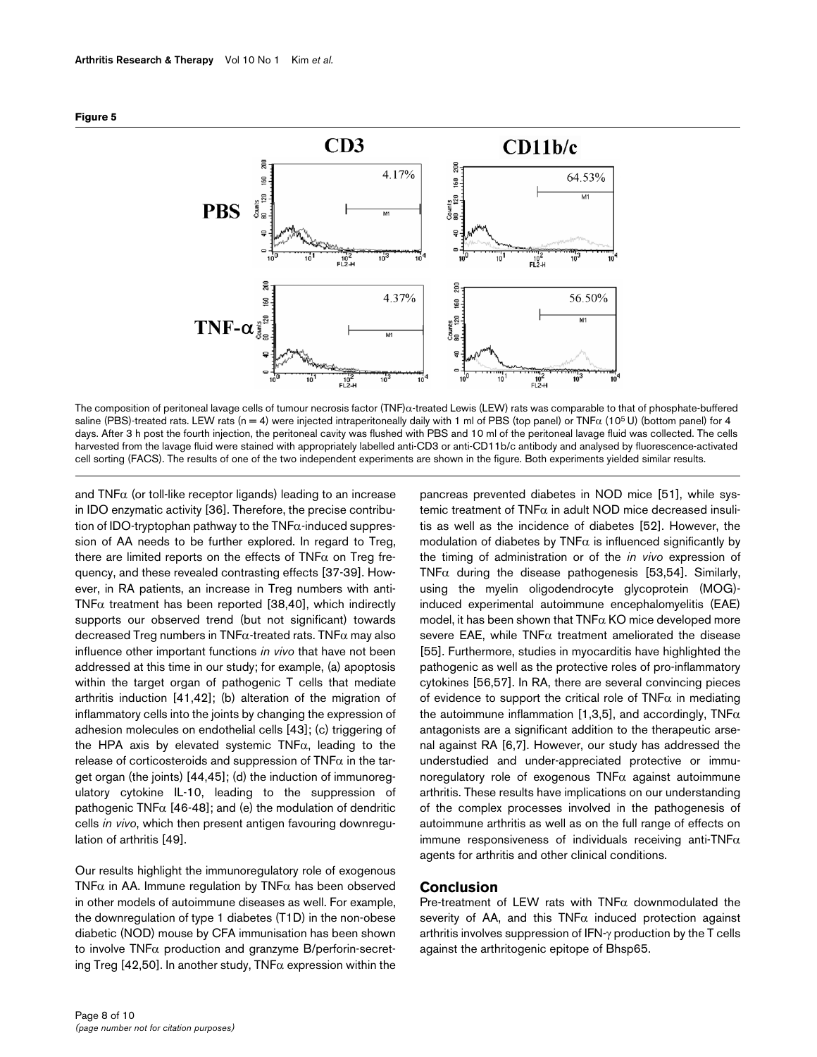**Figure 5**

The composition of peritoneal lavage cells of tumour necrosis factor (TNF)α-treated Lewis (LEW) rats was comparable to that of phosphate-buffered saline (PBS)-treated rats. LEW rats (n = 4) were injected intraperitoneally daily with 1 ml of PBS (top panel) or TNFα ($10^5$ U) (bottom panel) for 4 days. After 3 h post the fourth injection, the peritoneal cavity was flushed with PBS and 10 ml of the peritoneal lavage fluid was collected. The cells harvested from the lavage fluid were stained with appropriately labelled anti-CD3 or anti-CD11b/c antibody and analysed by fluorescence-activated cell sorting (FACS). The results of one of the two independent experiments are shown in the figure. Both experiments yielded similar results.

and TNFα (or toll-like receptor ligands) leading to an increase in IDO enzymatic activity [36]. Therefore, the precise contribution of IDO-tryptophan pathway to the TNFα-induced suppression of AA needs to be further explored. In regard to Treg, there are limited reports on the effects of TNFα on Treg frequency, and these revealed contrasting effects [37-39]. However, in RA patients, an increase in Treg numbers with anti-TNFα treatment has been reported [38,40], which indirectly supports our observed trend (but not significant) towards decreased Treg numbers in TNFα-treated rats. TNFα may also influence other important functions *in vivo* that have not been addressed at this time in our study; for example, (a) apoptosis within the target organ of pathogenic T cells that mediate arthritis induction [41,42]; (b) alteration of the migration of inflammatory cells into the joints by changing the expression of adhesion molecules on endothelial cells [43]; (c) triggering of the HPA axis by elevated systemic TNFα, leading to the release of corticosteroids and suppression of TNFα in the target organ (the joints) [44,45]; (d) the induction of immunoregulatory cytokine IL-10, leading to the suppression of pathogenic TNFα [46-48]; and (e) the modulation of dendritic cells *in vivo*, which then present antigen favouring downregulation of arthritis [49].

Our results highlight the immunoregulatory role of exogenous TNFα in AA. Immune regulation by TNFα has been observed in other models of autoimmune diseases as well. For example, the downregulation of type 1 diabetes (T1D) in the non-obese diabetic (NOD) mouse by CFA immunisation has been shown to involve TNFα production and granzyme B/perforin-secreting Treg [42,50]. In another study, TNFα expression within the pancreas prevented diabetes in NOD mice [51], while systemic treatment of TNFα in adult NOD mice decreased insulitis as well as the incidence of diabetes [52]. However, the modulation of diabetes by TNFα is influenced significantly by the timing of administration or of the *in vivo* expression of TNFα during the disease pathogenesis [53,54]. Similarly, using the myelin oligodendrocyte glycoprotein (MOG)-induced experimental autoimmune encephalomyelitis (EAE) model, it has been shown that TNFα KO mice developed more severe EAE, while TNFα treatment ameliorated the disease [55]. Furthermore, studies in myocarditis have highlighted the pathogenic as well as the protective roles of pro-inflammatory cytokines [56,57]. In RA, there are several convincing pieces of evidence to support the critical role of TNFα in mediating the autoimmune inflammation [1,3,5], and accordingly, TNFα antagonists are a significant addition to the therapeutic arsenal against RA [6,7]. However, our study has addressed the understudied and under-appreciated protective or immunoregulatory role of exogenous TNFα against autoimmune arthritis. These results have implications on our understanding of the complex processes involved in the pathogenesis of autoimmune arthritis as well as on the full range of effects on immune responsiveness of individuals receiving anti-TNFα agents for arthritis and other clinical conditions.

## Conclusion

Pre-treatment of LEW rats with TNFα downmodulated the severity of AA, and this TNFα induced protection against arthritis involves suppression of IFN-γ production by the T cells against the arthritogenic epitope of Bhsp65.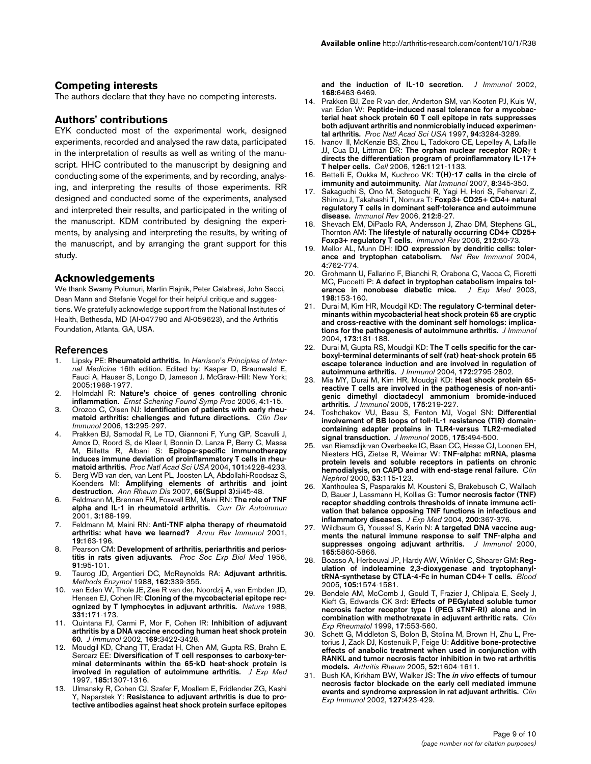## Competing interests

The authors declare that they have no competing interests.

## Authors' contributions

EYK conducted most of the experimental work, designed experiments, recorded and analysed the raw data, participated in the interpretation of results as well as writing of the manuscript. HHC contributed to the manuscript by designing and conducting some of the experiments, and by recording, analysing, and interpreting the results of those experiments. RR designed and conducted some of the experiments, analysed and interpreted their results, and participated in the writing of the manuscript. KDM contributed by designing the experiments, by analysing and interpreting the results, by writing of the manuscript, and by arranging the grant support for this study.

## Acknowledgements

We thank Swamy Polumuri, Martin Flajnik, Peter Calabresi, John Sacci, Dean Mann and Stefanie Vogel for their helpful critique and suggestions. We gratefully acknowledge support from the National Institutes of Health, Bethesda, MD (AI-047790 and AI-059623), and the Arthritis Foundation, Atlanta, GA, USA.

## References

1. Lipsky PE: **Rheumatoid arthritis.** In *Harrison's Principles of Internal Medicine* 16th edition. Edited by: Kasper D, Braunwald E, Fauci A, Hauser S, Longo D, Jameson J. McGraw-Hill: New York; 2005:1968-1977.
2. Holmdahl R: **Nature's choice of genes controlling chronic inflammation.** *Ernst Schering Found Symp Proc* 2006, **4**:1-15.
3. Orozco C, Olsen NJ: **Identification of patients with early rheumatoid arthritis: challenges and future directions.** *Clin Dev Immunol* 2006, **13**:295-297.
4. Prakken BJ, Samodal R, Le TD, Giannoni F, Yung GP, Scavulli J, Amox D, Roord S, de Kleer I, Bonnin D, Lanza P, Berry C, Massa M, Billetta R, Albani S: **Epitope-specific immunotherapy induces immune deviation of proinflammatory T cells in rheumatoid arthritis.** *Proc Natl Acad Sci USA* 2004, **101**:4228-4233.
5. Berg WB van den, van Lent PL, Joosten LA, Abdollahi-Roodsaz S, Koenders MI: **Amplifying elements of arthritis and joint destruction.** *Ann Rheum Dis* 2007, **66(Suppl 3)**:iii45-48.
6. Feldmann M, Brennan FM, Foxwell BM, Maini RN: **The role of TNF alpha and IL-1 in rheumatoid arthritis.** *Curr Dir Autoimmun* 2001, **3**:188-199.
7. Feldmann M, Maini RN: **Anti-TNF alpha therapy of rheumatoid arthritis: what have we learned?** *Annu Rev Immunol* 2001, **19**:163-196.
8. Pearson CM: **Development of arthritis, periarthritis and periostitis in rats given adjuvants.** *Proc Soc Exp Biol Med* 1956, **91**:95-101.
9. Taurog JD, Argentieri DC, McReynolds RA: **Adjuvant arthritis.** *Methods Enzymol* 1988, **162**:339-355.
10. van Eden W, Thole JE, Zee R van der, Noordzij A, van Embden JD, Hensen EJ, Cohen IR: **Cloning of the mycobacterial epitope recognized by T lymphocytes in adjuvant arthritis.** *Nature* 1988, **331**:171-173.
11. Quintana FJ, Carmi P, Mor F, Cohen IR: **Inhibition of adjuvant arthritis by a DNA vaccine encoding human heat shock protein 60.** *J Immunol* 2002, **169**:3422-3428.
12. Moudgil KD, Chang TT, Eradat H, Chen AM, Gupta RS, Brahn E, Sercarz EE: **Diversification of T cell responses to carboxy-terminal determinants within the 65-kD heat-shock protein is involved in regulation of autoimmune arthritis.** *J Exp Med* 1997, **185**:1307-1316.
13. Ulmansky R, Cohen CJ, Szafer F, Moallem E, Fridlender ZG, Kashi Y, Naparstek Y: **Resistance to adjuvant arthritis is due to protective antibodies against heat shock protein surface epitopes and the induction of IL-10 secretion.** *J Immunol* 2002, **168**:6463-6469.
14. Prakken BJ, Zee R van der, Anderton SM, van Kooten PJ, Kuis W, van Eden W: **Peptide-induced nasal tolerance for a mycobacterial heat shock protein 60 T cell epitope in rats suppresses both adjuvant arthritis and nonmicrobially induced experimental arthritis.** *Proc Natl Acad Sci USA* 1997, **94**:3284-3289.
15. Ivanov II, McKenzie BS, Zhou L, Tadokoro CE, Lepelley A, Lafaille JJ, Cua DJ, Littman DR: **The orphan nuclear receptor RORγ t directs the differentiation program of proinflammatory IL-17+ T helper cells.** *Cell* 2006, **126**:1121-1133.
16. Bettelli E, Oukka M, Kuchroo VK: **T(H)-17 cells in the circle of immunity and autoimmunity.** *Nat Immunol* 2007, **8**:345-350.
17. Sakaguchi S, Ono M, Setoguchi R, Yagi H, Hori S, Fehervari Z, Shimizu J, Takahashi T, Nomura T: **Foxp3+ CD25+ CD4+ natural regulatory T cells in dominant self-tolerance and autoimmune disease.** *Immunol Rev* 2006, **212**:8-27.
18. Shevach EM, DiPaolo RA, Andersson J, Zhao DM, Stephens GL, Thornton AM: **The lifestyle of naturally occurring CD4+ CD25+ Foxp3+ regulatory T cells.** *Immunol Rev* 2006, **212**:60-73.
19. Mellor AL, Munn DH: **IDO expression by dendritic cells: tolerance and tryptophan catabolism.** *Nat Rev Immunol* 2004, **4**:762-774.
20. Grohmann U, Fallarino F, Bianchi R, Orabona C, Vacca C, Fioretti MC, Puccetti P: **A defect in tryptophan catabolism impairs tolerance in nonobese diabetic mice.** *J Exp Med* 2003, **198**:153-160.
21. Durai M, Kim HR, Moudgil KD: **The regulatory C-terminal determinants within mycobacterial heat shock protein 65 are cryptic and cross-reactive with the dominant self homologs: implications for the pathogenesis of autoimmune arthritis.** *J Immunol* 2004, **173**:181-188.
22. Durai M, Gupta RS, Moudgil KD: **The T cells specific for the carboxyl-terminal determinants of self (rat) heat-shock protein 65 escape tolerance induction and are involved in regulation of autoimmune arthritis.** *J Immunol* 2004, **172**:2795-2802.
23. Mia MY, Durai M, Kim HR, Moudgil KD: **Heat shock protein 65-reactive T cells are involved in the pathogenesis of non-antigenic dimethyl dioctadecyl ammonium bromide-induced arthritis.** *J Immunol* 2005, **175**:219-227.
24. Toshchakov VU, Basu S, Fenton MJ, Vogel SN: **Differential involvement of BB loops of toll-IL-1 resistance (TIR) domain-containing adapter proteins in TLR4-versus TLR2-mediated signal transduction.** *J Immunol* 2005, **175**:494-500.
25. van Riemsdijk-van Overbeeke IC, Baan CC, Hesse CJ, Loonen EH, Niesters HG, Zietse R, Weimar W: **TNF-alpha: mRNA, plasma protein levels and soluble receptors in patients on chronic hemodialysis, on CAPD and with end-stage renal failure.** *Clin Nephrol* 2000, **53**:115-123.
26. Xanthoulea S, Pasparakis M, Kousteni S, Brakebusch C, Wallach D, Bauer J, Lassmann H, Kollias G: **Tumor necrosis factor (TNF) receptor shedding controls thresholds of innate immune activation that balance opposing TNF functions in infectious and inflammatory diseases.** *J Exp Med* 2004, **200**:367-376.
27. Wildbaum G, Youssef S, Karin N: **A targeted DNA vaccine augments the natural immune response to self TNF-alpha and suppresses ongoing adjuvant arthritis.** *J Immunol* 2000, **165**:5860-5866.
28. Boasso A, Herbeuval JP, Hardy AW, Winkler C, Shearer GM: **Regulation of indoleamine 2,3-dioxygenase and tryptophanyl-tRNA-synthetase by CTLA-4-Fc in human CD4+ T cells.** *Blood* 2005, **105**:1574-1581.
29. Bendele AM, McComb J, Gould T, Frazier J, Chlipala E, Seely J, Kieft G, Edwards CK 3rd: **Effects of PEGylated soluble tumor necrosis factor receptor type I (PEG sTNF-RI) alone and in combination with methotrexate in adjuvant arthritic rats.** *Clin Exp Rheumatol* 1999, **17**:553-560.
30. Schett G, Middleton S, Bolon B, Stolina M, Brown H, Zhu L, Pretorius J, Zack DJ, Kostenuik P, Feige U: **Additive bone-protective effects of anabolic treatment when used in conjunction with RANKL and tumor necrosis factor inhibition in two rat arthritis models.** *Arthritis Rheum* 2005, **52**:1604-1611.
31. Bush KA, Kirkham BW, Walker JS: **The *in vivo* effects of tumour necrosis factor blockade on the early cell mediated immune events and syndrome expression in rat adjuvant arthritis.** *Clin Exp Immunol* 2002, **127**:423-429.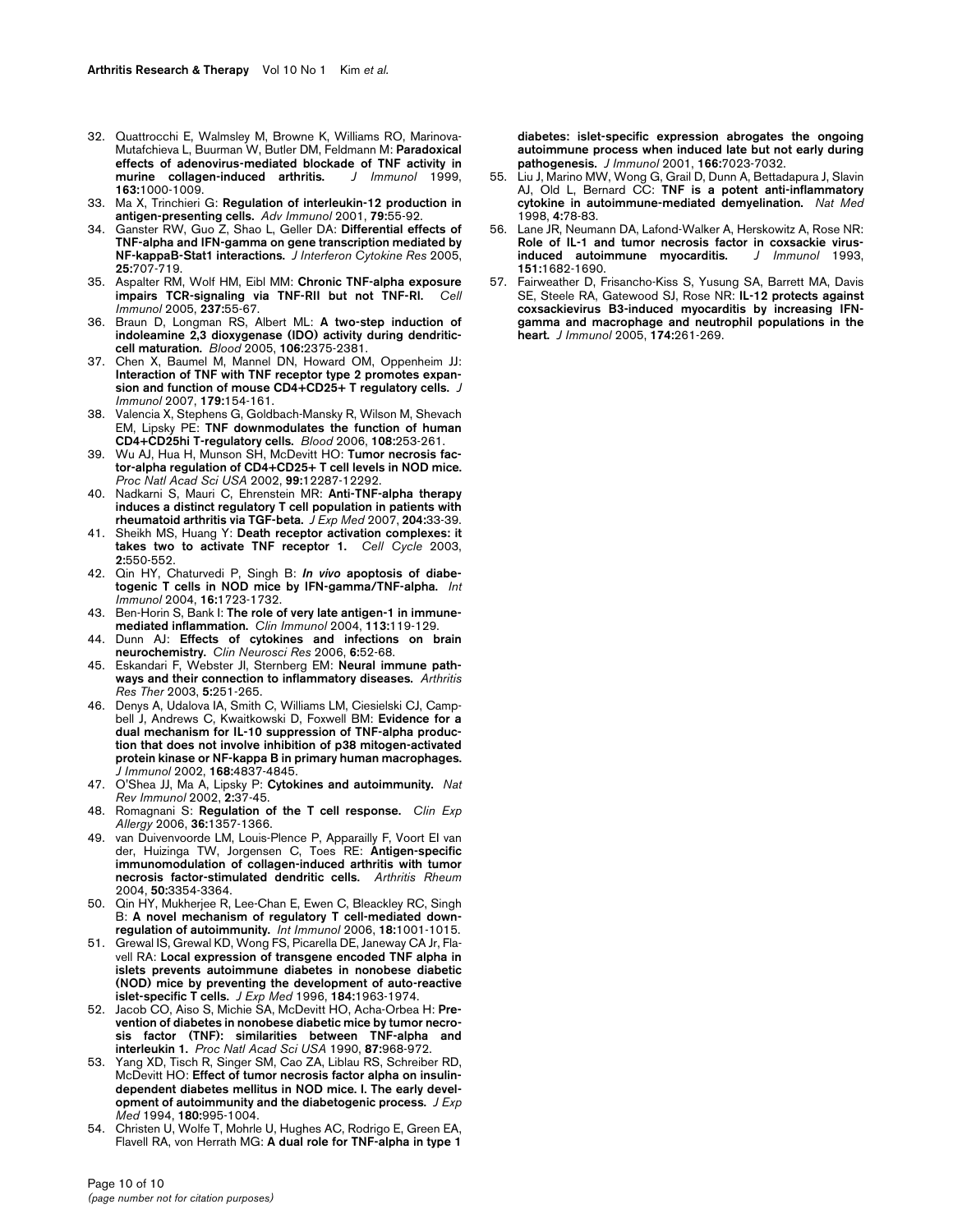32. Quattrocchi E, Walmsley M, Browne K, Williams RO, Marinova-Mutafchieva L, Buurman W, Butler DM, Feldmann M: **Paradoxical effects of adenovirus-mediated blockade of TNF activity in murine collagen-induced arthritis.** *J Immunol* 1999, **163:**1000-1009.
33. Ma X, Trinchieri G: **Regulation of interleukin-12 production in antigen-presenting cells.** *Adv Immunol* 2001, **79:**55-92.
34. Ganster RW, Guo Z, Shao L, Geller DA: **Differential effects of TNF-alpha and IFN-gamma on gene transcription mediated by NF-kappaB-Stat1 interactions.** *J Interferon Cytokine Res* 2005, **25:**707-719.
35. Aspalter RM, Wolf HM, Eibl MM: **Chronic TNF-alpha exposure impairs TCR-signaling via TNF-RII but not TNF-RI.** *Cell Immunol* 2005, **237:**55-67.
36. Braun D, Longman RS, Albert ML: **A two-step induction of indoleamine 2,3 dioxygenase (IDO) activity during dendritic-cell maturation.** *Blood* 2005, **106:**2375-2381.
37. Chen X, Baumel M, Mannel DN, Howard OM, Oppenheim JJ: **Interaction of TNF with TNF receptor type 2 promotes expansion and function of mouse CD4+CD25+ T regulatory cells.** *J Immunol* 2007, **179:**154-161.
38. Valencia X, Stephens G, Goldbach-Mansky R, Wilson M, Shevach EM, Lipsky PE: **TNF downmodulates the function of human CD4+CD25hi T-regulatory cells.** *Blood* 2006, **108:**253-261.
39. Wu AJ, Hua H, Munson SH, McDevitt HO: **Tumor necrosis factor-alpha regulation of CD4+CD25+ T cell levels in NOD mice.** *Proc Natl Acad Sci USA* 2002, **99:**12287-12292.
40. Nadkarni S, Mauri C, Ehrenstein MR: **Anti-TNF-alpha therapy induces a distinct regulatory T cell population in patients with rheumatoid arthritis via TGF-beta.** *J Exp Med* 2007, **204:**33-39.
41. Sheikh MS, Huang Y: **Death receptor activation complexes: it takes two to activate TNF receptor 1.** *Cell Cycle* 2003, **2:**550-552.
42. Qin HY, Chaturvedi P, Singh B: ***In vivo* apoptosis of diabetogenic T cells in NOD mice by IFN-gamma/TNF-alpha.** *Int Immunol* 2004, **16:**1723-1732.
43. Ben-Horin S, Bank I: **The role of very late antigen-1 in immune-mediated inflammation.** *Clin Immunol* 2004, **113:**119-129.
44. Dunn AJ: **Effects of cytokines and infections on brain neurochemistry.** *Clin Neurosci Res* 2006, **6:**52-68.
45. Eskandari F, Webster JI, Sternberg EM: **Neural immune pathways and their connection to inflammatory diseases.** *Arthritis Res Ther* 2003, **5:**251-265.
46. Denys A, Udalova IA, Smith C, Williams LM, Ciesielski CJ, Campbell J, Andrews C, Kwaitkowski D, Foxwell BM: **Evidence for a dual mechanism for IL-10 suppression of TNF-alpha production that does not involve inhibition of p38 mitogen-activated protein kinase or NF-kappa B in primary human macrophages.** *J Immunol* 2002, **168:**4837-4845.
47. O'Shea JJ, Ma A, Lipsky P: **Cytokines and autoimmunity.** *Nat Rev Immunol* 2002, **2:**37-45.
48. Romagnani S: **Regulation of the T cell response.** *Clin Exp Allergy* 2006, **36:**1357-1366.
49. van Duivenvoorde LM, Louis-Plence P, Apparailly F, Voort EI van der, Huizinga TW, Jorgensen C, Toes RE: **Antigen-specific immunomodulation of collagen-induced arthritis with tumor necrosis factor-stimulated dendritic cells.** *Arthritis Rheum* 2004, **50:**3354-3364.
50. Qin HY, Mukherjee R, Lee-Chan E, Ewen C, Bleackley RC, Singh B: **A novel mechanism of regulatory T cell-mediated down-regulation of autoimmunity.** *Int Immunol* 2006, **18:**1001-1015.
51. Grewal IS, Grewal KD, Wong FS, Picarella DE, Janeway CA Jr, Flavell RA: **Local expression of transgene encoded TNF alpha in islets prevents autoimmune diabetes in nonobese diabetic (NOD) mice by preventing the development of auto-reactive islet-specific T cells.** *J Exp Med* 1996, **184:**1963-1974.
52. Jacob CO, Aiso S, Michie SA, McDevitt HO, Acha-Orbea H: **Prevention of diabetes in nonobese diabetic mice by tumor necrosis factor (TNF): similarities between TNF-alpha and interleukin 1.** *Proc Natl Acad Sci USA* 1990, **87:**968-972.
53. Yang XD, Tisch R, Singer SM, Cao ZA, Liblau RS, Schreiber RD, McDevitt HO: **Effect of tumor necrosis factor alpha on insulin-dependent diabetes mellitus in NOD mice. I. The early development of autoimmunity and the diabetogenic process.** *J Exp Med* 1994, **180:**995-1004.
54. Christen U, Wolfe T, Mohrle U, Hughes AC, Rodrigo E, Green EA, Flavell RA, von Herrath MG: **A dual role for TNF-alpha in type 1 diabetes: islet-specific expression abrogates the ongoing autoimmune process when induced late but not early during pathogenesis.** *J Immunol* 2001, **166:**7023-7032.
55. Liu J, Marino MW, Wong G, Grail D, Dunn A, Bettadapura J, Slavin AJ, Old L, Bernard CC: **TNF is a potent anti-inflammatory cytokine in autoimmune-mediated demyelination.** *Nat Med* 1998, **4:**78-83.
56. Lane JR, Neumann DA, Lafond-Walker A, Herskowitz A, Rose NR: **Role of IL-1 and tumor necrosis factor in coxsackie virus-induced autoimmune myocarditis.** *J Immunol* 1993, **151:**1682-1690.
57. Fairweather D, Frisancho-Kiss S, Yusung SA, Barrett MA, Davis SE, Steele RA, Gatewood SJ, Rose NR: **IL-12 protects against coxsackievirus B3-induced myocarditis by increasing IFN-gamma and macrophage and neutrophil populations in the heart.** *J Immunol* 2005, **174:**261-269.